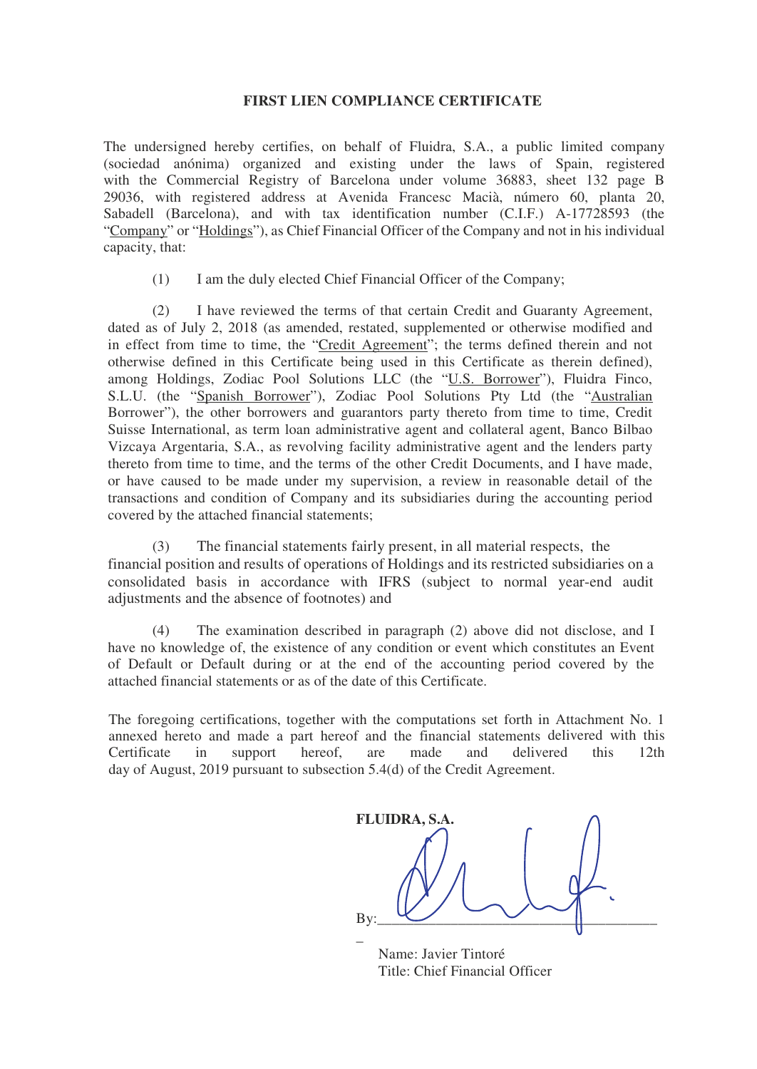# FIRST LIEN COMPLIANCE CERTIFICATE

The undersigned hereby certifies, on behalf of Fluidra, S.A., a public limited company (sociedad anónima) organized and existing under the laws of Spain, registered with the Commercial Registry of Barcelona under volume 36883, sheet 132 page B 29036, with registered address at Avenida Francesc Macià, número 60, planta 20, Sabadell (Barcelona), and with tax identification number (C.I.F.) A-17728593 (the "Company" or "Holdings"), as Chief Financial Officer of the Company and not in his individual capacity, that:

(1) I am the duly elected Chief Financial Officer of the Company;

(2) I have reviewed the terms of that certain Credit and Guaranty Agreement, dated as of July 2, 2018 (as amended, restated, supplemented or otherwise modified and in effect from time to time, the "Credit Agreement"; the terms defined therein and not otherwise defined in this Certificate being used in this Certificate as therein defined), among Holdings, Zodiac Pool Solutions LLC (the "U.S. Borrower"), Fluidra Finco, S.L.U. (the "Spanish Borrower"), Zodiac Pool Solutions Pty Ltd (the "Australian Borrower"), the other borrowers and guarantors party thereto from time to time, Credit Suisse International, as term loan administrative agent and collateral agent, Banco Bilbao Vizcaya Argentaria, S.A., as revolving facility administrative agent and the lenders party thereto from time to time, and the terms of the other Credit Documents, and I have made, or have caused to be made under my supervision, a review in reasonable detail of the transactions and condition of Company and its subsidiaries during the accounting period covered by the attached financial statements;

(3) The financial statements fairly present, in all material respects, the financial position and results of operations of Holdings and its restricted subsidiaries on a consolidated basis in accordance with IFRS (subject to normal year-end audit adjustments and the absence of footnotes) and

(4) The examination described in paragraph (2) above did not disclose, and I have no knowledge of, the existence of any condition or event which constitutes an Event of Default or Default during or at the end of the accounting period covered by the attached financial statements or as of the date of this Certificate.

The foregoing certifications, together with the computations set forth in Attachment No. 1 annexed hereto and made a part hereof and the financial statements delivered with this Certificate in support hereof, are made and delivered this 12th day of August, 2019 pursuant to subsection 5.4(d) of the Credit Agreement.

**FLUIDRA, S.A.**

By:\_\_\_\_\_\_\_\_\_\_\_\_\_\_\_\_\_\_\_\_\_\_\_\_\_\_\_\_\_\_\_\_\_\_\_\_

Name: Javier Tintoré
Title: Chief Financial Officer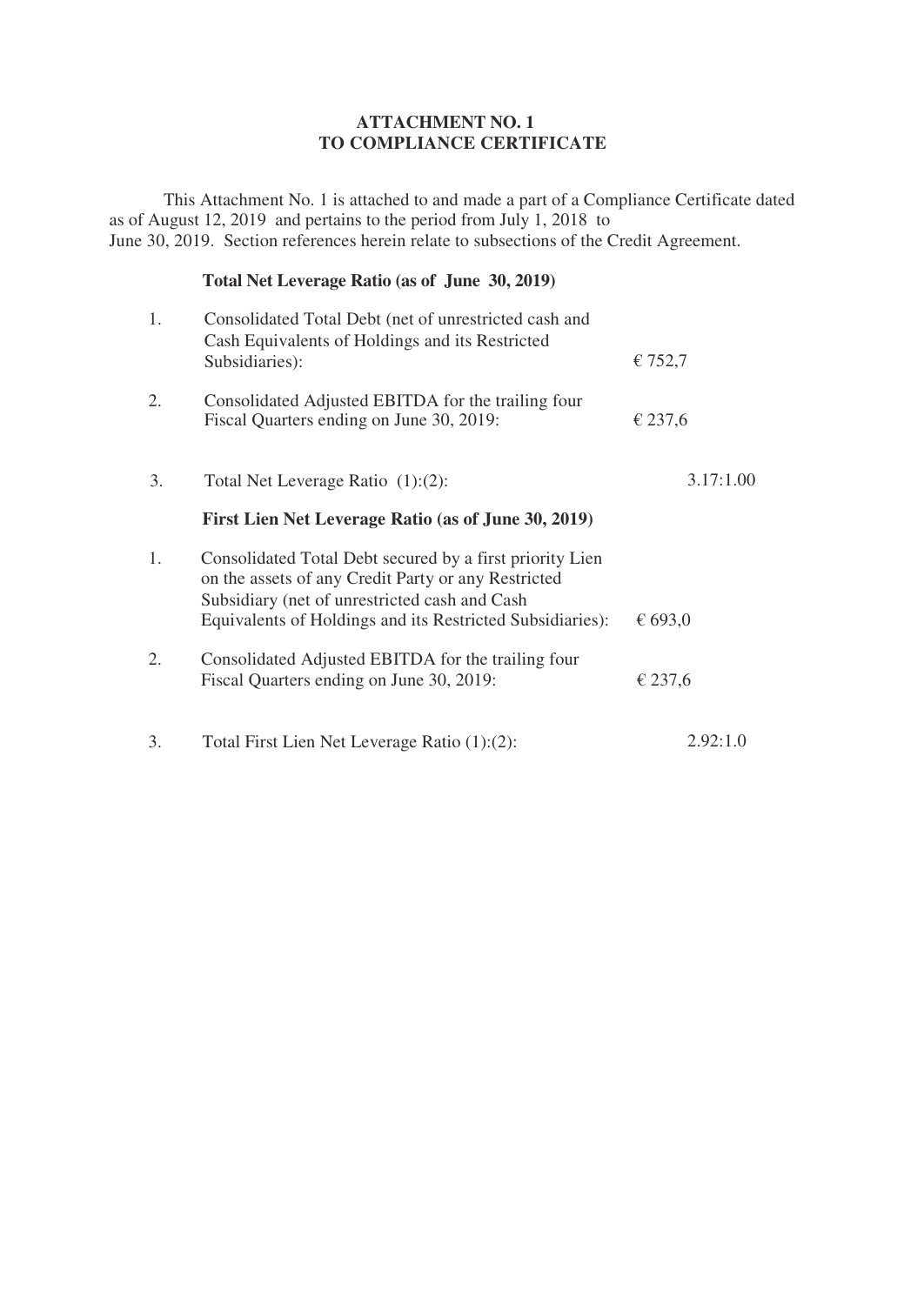**ATTACHMENT NO. 1**
**TO COMPLIANCE CERTIFICATE**

This Attachment No. 1 is attached to and made a part of a Compliance Certificate dated as of August 12, 2019 and pertains to the period from July 1, 2018 to June 30, 2019. Section references herein relate to subsections of the Credit Agreement.

**Total Net Leverage Ratio (as of June 30, 2019)**

| | | | |
|---|---|---|---|
| 1. | Consolidated Total Debt (net of unrestricted cash and Cash Equivalents of Holdings and its Restricted Subsidiaries): | € 752,7 | |
| 2. | Consolidated Adjusted EBITDA for the trailing four Fiscal Quarters ending on June 30, 2019: | € 237,6 | |
| 3. | Total Net Leverage Ratio (1):(2): | | 3.17:1.00 |

**First Lien Net Leverage Ratio (as of June 30, 2019)**

| | | | |
|---|---|---|---|
| 1. | Consolidated Total Debt secured by a first priority Lien on the assets of any Credit Party or any Restricted Subsidiary (net of unrestricted cash and Cash Equivalents of Holdings and its Restricted Subsidiaries): | € 693,0 | |
| 2. | Consolidated Adjusted EBITDA for the trailing four Fiscal Quarters ending on June 30, 2019: | € 237,6 | |
| 3. | Total First Lien Net Leverage Ratio (1):(2): | | 2.92:1.0 |